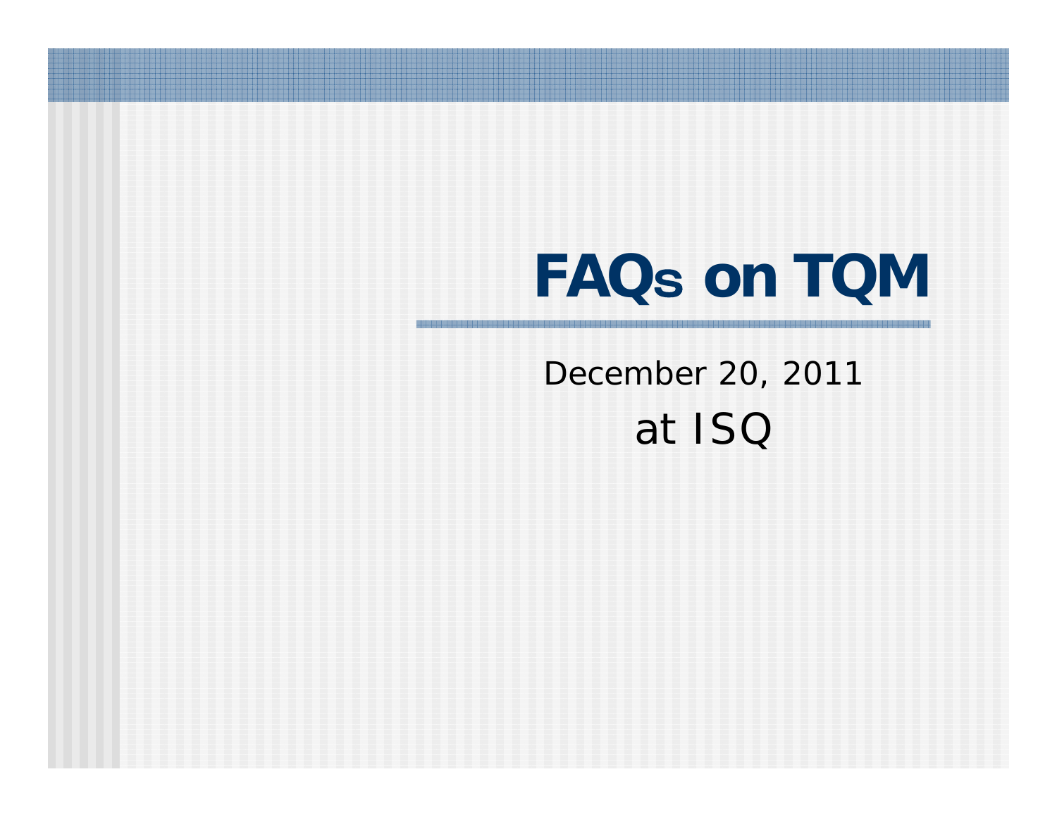# FAQs on TQM

December 20, 2011

at ISQ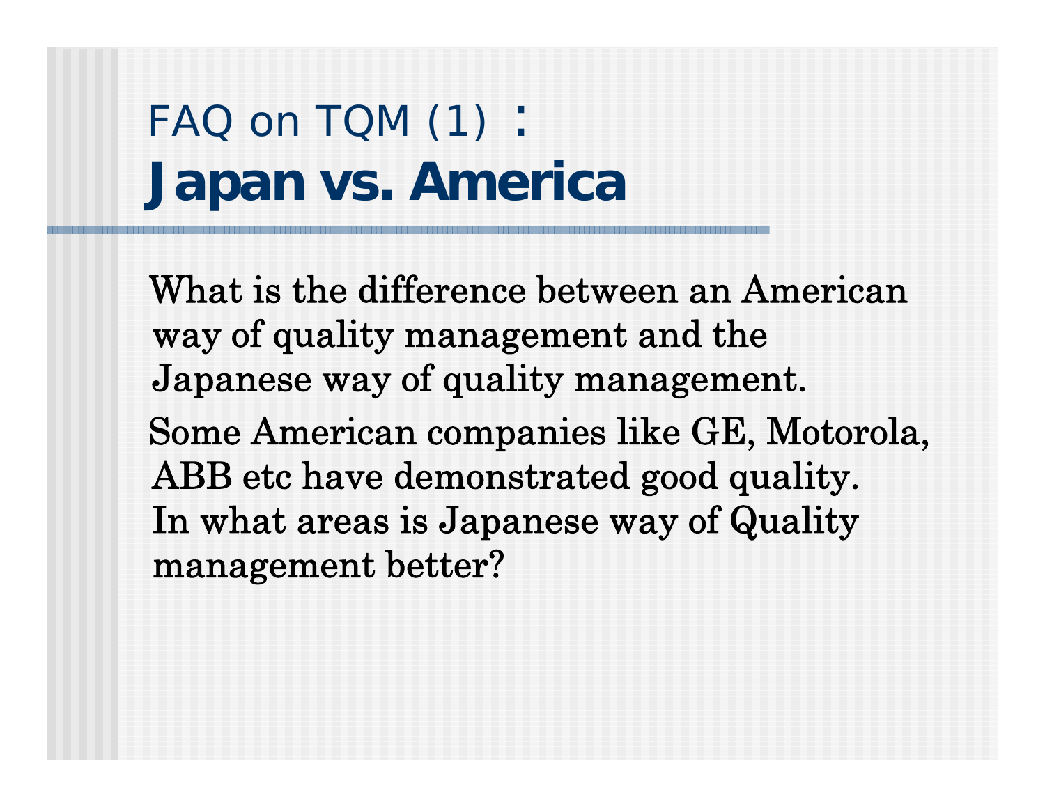# FAQ on TQM (1) ： **Japan vs. America**

What is the difference between an American way of quality management and the Japanese way of quality management.

Some American companies like GE, Motorola, ABB etc have demonstrated good quality. In what areas is Japanese way of Quality management better?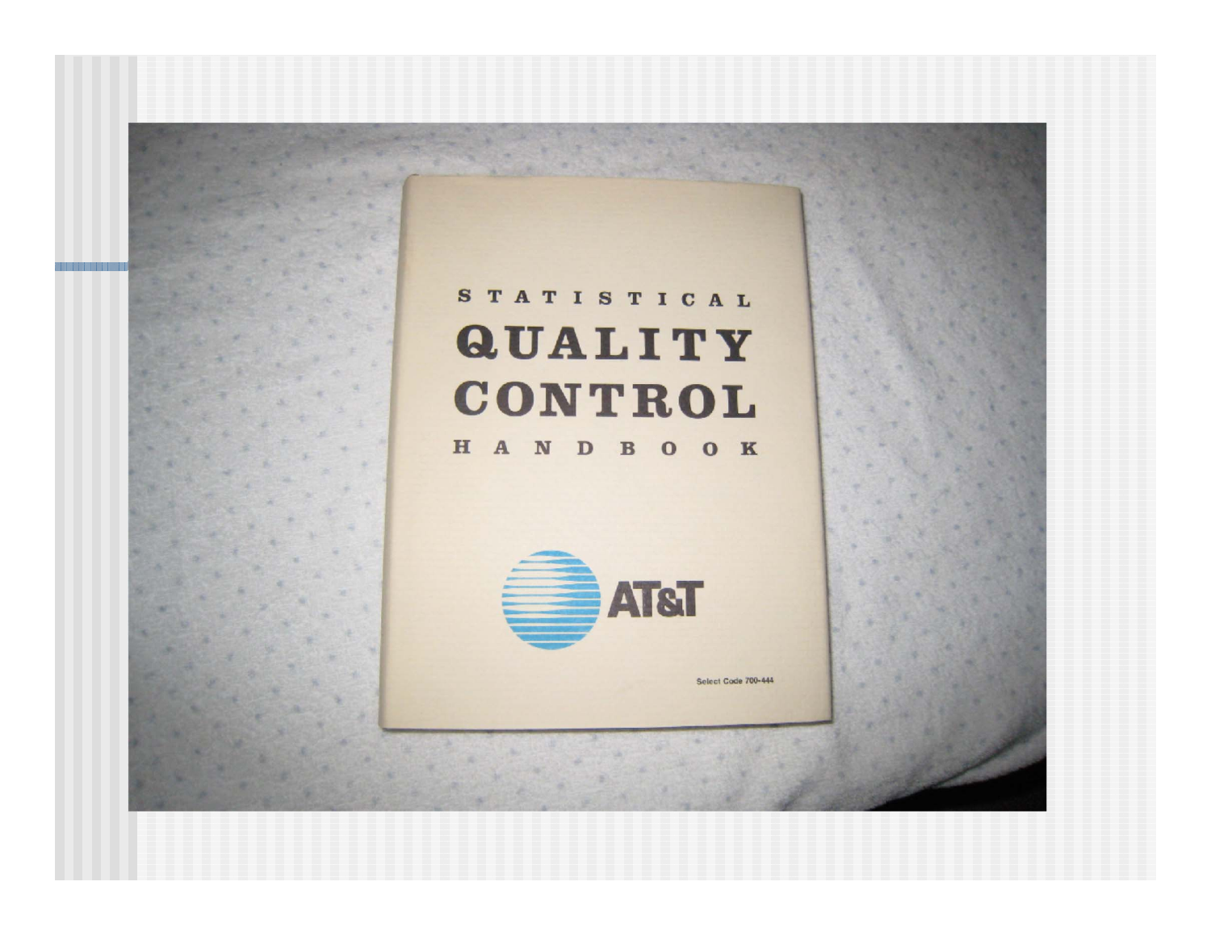STATISTICAL

QUALITY

CONTROL

HANDBOOK

AT&T

Select Code 700-444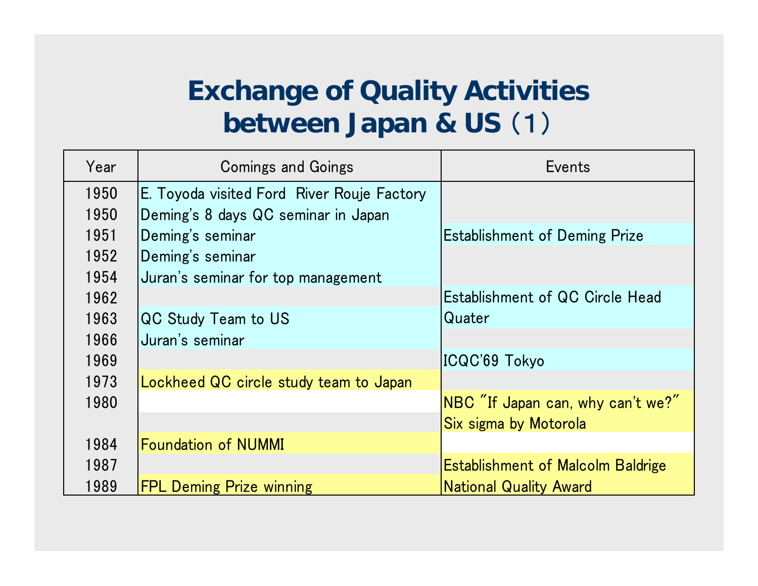# Exchange of Quality Activities between Japan & US（1）

| Year | Comings and Goings | Events |
|---|---|---|
| 1950 | E. Toyoda visited Ford River Rouje Factory | |
| 1950 | Deming's 8 days QC seminar in Japan | |
| 1951 | Deming's seminar | Establishment of Deming Prize |
| 1952 | Deming's seminar | |
| 1954 | Juran's seminar for top management | |
| 1962 | | Establishment of QC Circle Head Quater |
| 1963 | QC Study Team to US | |
| 1966 | Juran's seminar | |
| 1969 | | ICQC'69 Tokyo |
| 1973 | Lockheed QC circle study team to Japan | |
| 1980 | | NBC "If Japan can, why can't we?" |
| | | Six sigma by Motorola |
| 1984 | Foundation of NUMMI | |
| 1987 | | Establishment of Malcolm Baldrige National Quality Award |
| 1989 | FPL Deming Prize winning | |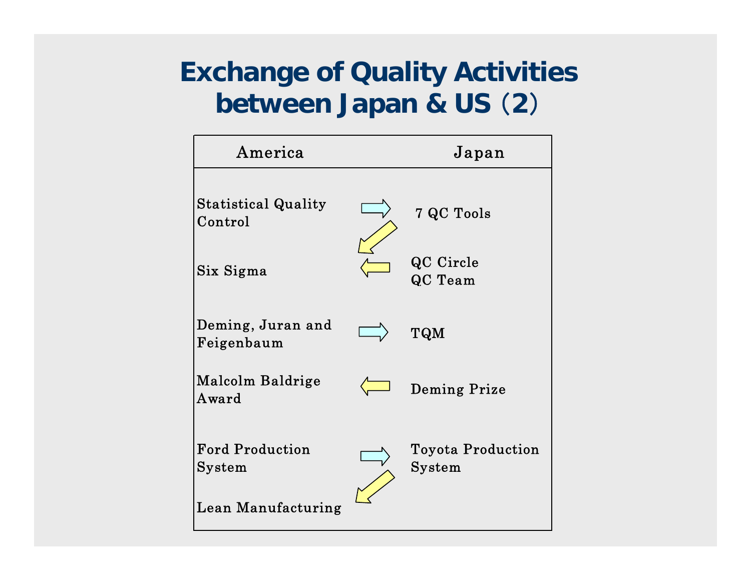# Exchange of Quality Activities between Japan & US (2)

| America | | Japan |
|---|---|---|
| Statistical Quality Control | → | 7 QC Tools |
| | ↙ | |
| Six Sigma | ← | QC Circle<br>QC Team |
| Deming, Juran and Feigenbaum | → | TQM |
| Malcolm Baldrige Award | ← | Deming Prize |
| Ford Production System | → | Toyota Production System |
| | ↙ | |
| Lean Manufacturing | | |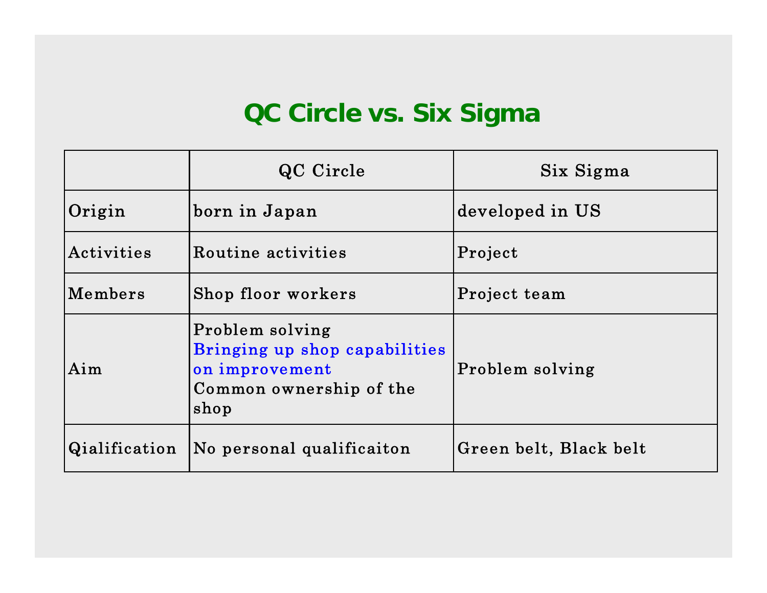# QC Circle vs. Six Sigma

| | QC Circle | Six Sigma |
|---|---|---|
| Origin | born in Japan | developed in US |
| Activities | Routine activities | Project |
| Members | Shop floor workers | Project team |
| Aim | Problem solving<br>Bringing up shop capabilities on improvement<br>Common ownership of the shop | Problem solving |
| Qialification | No personal qualificaiton | Green belt, Black belt |